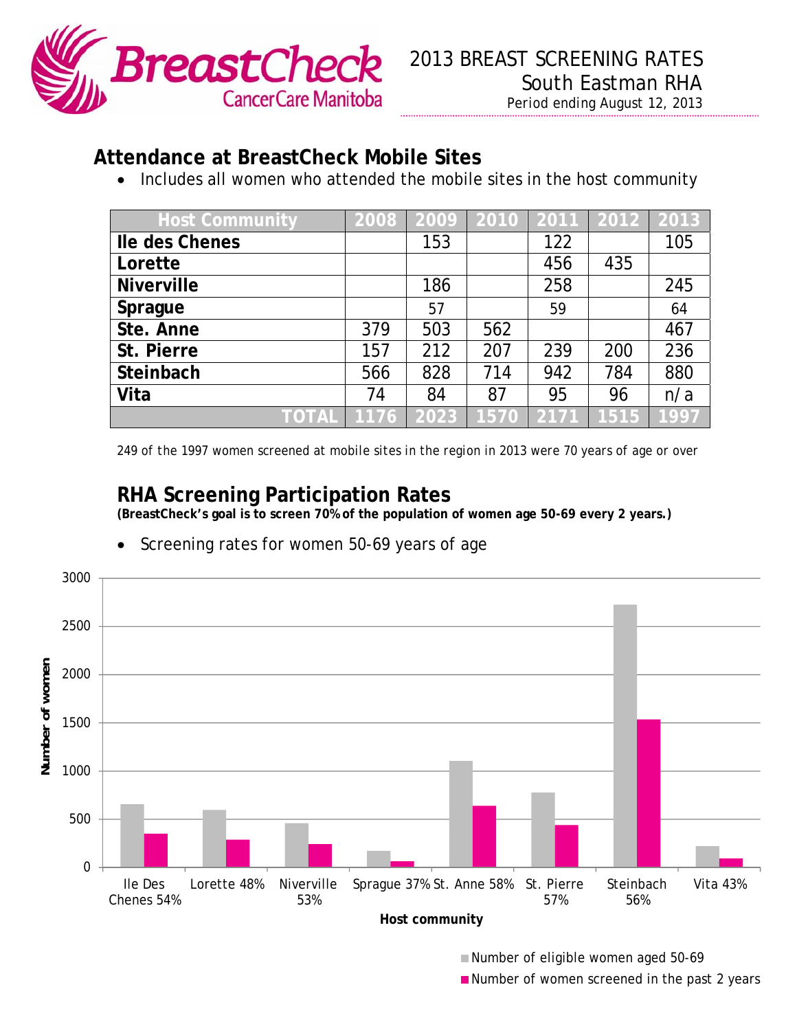BreastCheck CancerCare Manitoba

# 2013 BREAST SCREENING RATES
South Eastman RHA
Period ending August 12, 2013

## Attendance at BreastCheck Mobile Sites

- Includes all women who attended the mobile sites in the host community

| Host Community | 2008 | 2009 | 2010 | 2011 | 2012 | 2013 |
|---|---|---|---|---|---|---|
| Ile des Chenes | | 153 | | 122 | | 105 |
| Lorette | | | | 456 | 435 | |
| Niverville | | 186 | | 258 | | 245 |
| Sprague | | 57 | | 59 | | 64 |
| Ste. Anne | 379 | 503 | 562 | | | 467 |
| St. Pierre | 157 | 212 | 207 | 239 | 200 | 236 |
| Steinbach | 566 | 828 | 714 | 942 | 784 | 880 |
| Vita | 74 | 84 | 87 | 95 | 96 | n/a |
| TOTAL | 1176 | 2023 | 1570 | 2171 | 1515 | 1997 |

249 of the 1997 women screened at mobile sites in the region in 2013 were 70 years of age or over

## RHA Screening Participation Rates

**(BreastCheck's goal is to screen 70% of the population of women age 50-69 every 2 years.)**

- Screening rates for women 50-69 years of age

Host community: Ile Des Chenes 54%, Lorette 48%, Niverville 53%, Sprague 37%, St. Anne 58%, St. Pierre 57%, Steinbach 56%, Vita 43%

Number of women

- Number of eligible women aged 50-69
- Number of women screened in the past 2 years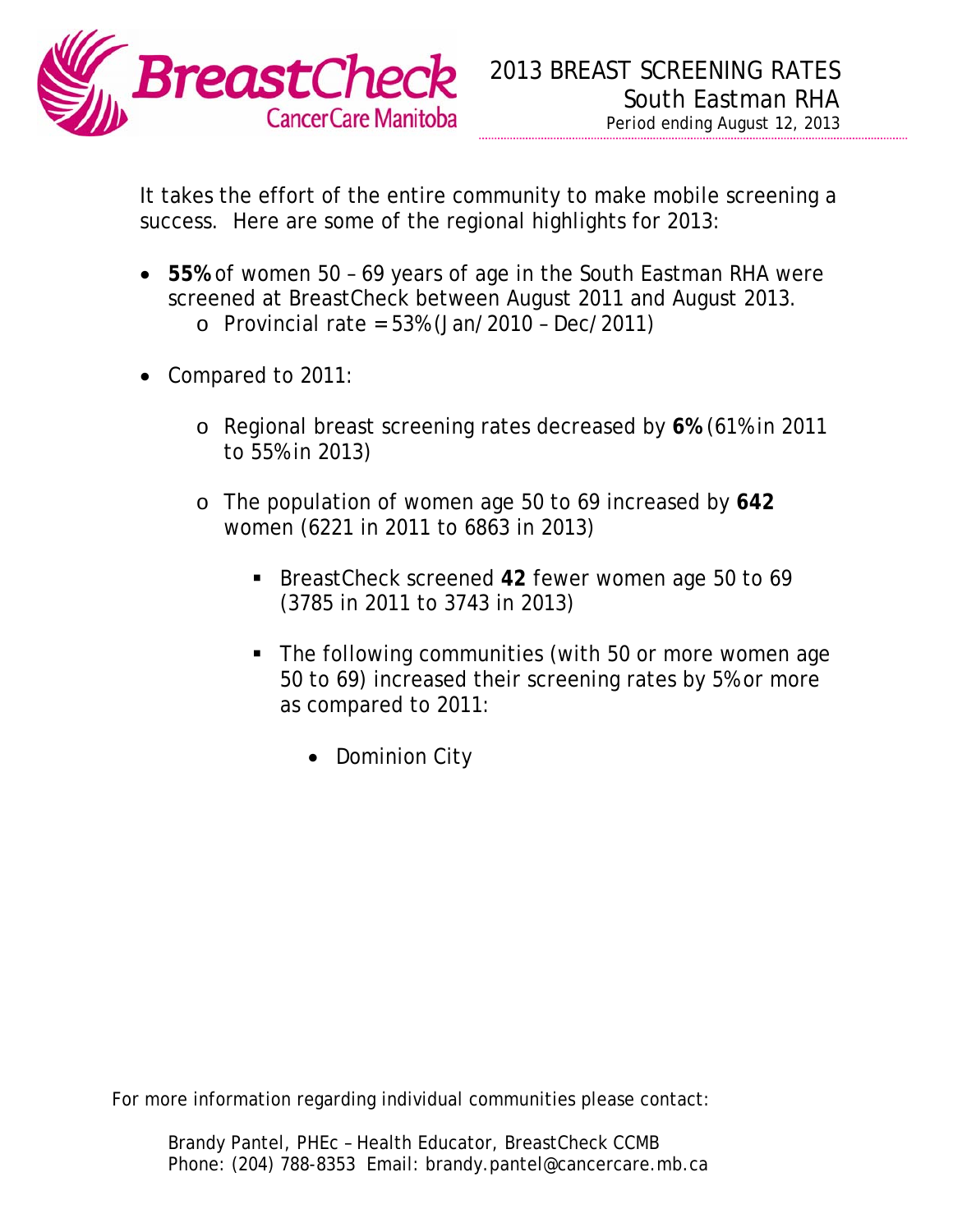BreastCheck
CancerCare Manitoba

# 2013 BREAST SCREENING RATES

## South Eastman RHA

*Period ending August 12, 2013*

It takes the effort of the entire community to make mobile screening a success. Here are some of the regional highlights for 2013:

- **55%** of women 50 – 69 years of age in the South Eastman RHA were screened at BreastCheck between August 2011 and August 2013.
  - Provincial rate = 53% (Jan/2010 – Dec/2011)
- Compared to 2011:
  - Regional breast screening rates decreased by **6%** (61% in 2011 to 55% in 2013)
  - The population of women age 50 to 69 increased by **642** women (6221 in 2011 to 6863 in 2013)
    - BreastCheck screened **42** fewer women age 50 to 69 (3785 in 2011 to 3743 in 2013)
    - The following communities (with 50 or more women age 50 to 69) increased their screening rates by 5% or more as compared to 2011:
      - Dominion City

For more information regarding individual communities please contact:

Brandy Pantel, PHEc – Health Educator, BreastCheck CCMB
Phone: (204) 788-8353 Email: brandy.pantel@cancercare.mb.ca